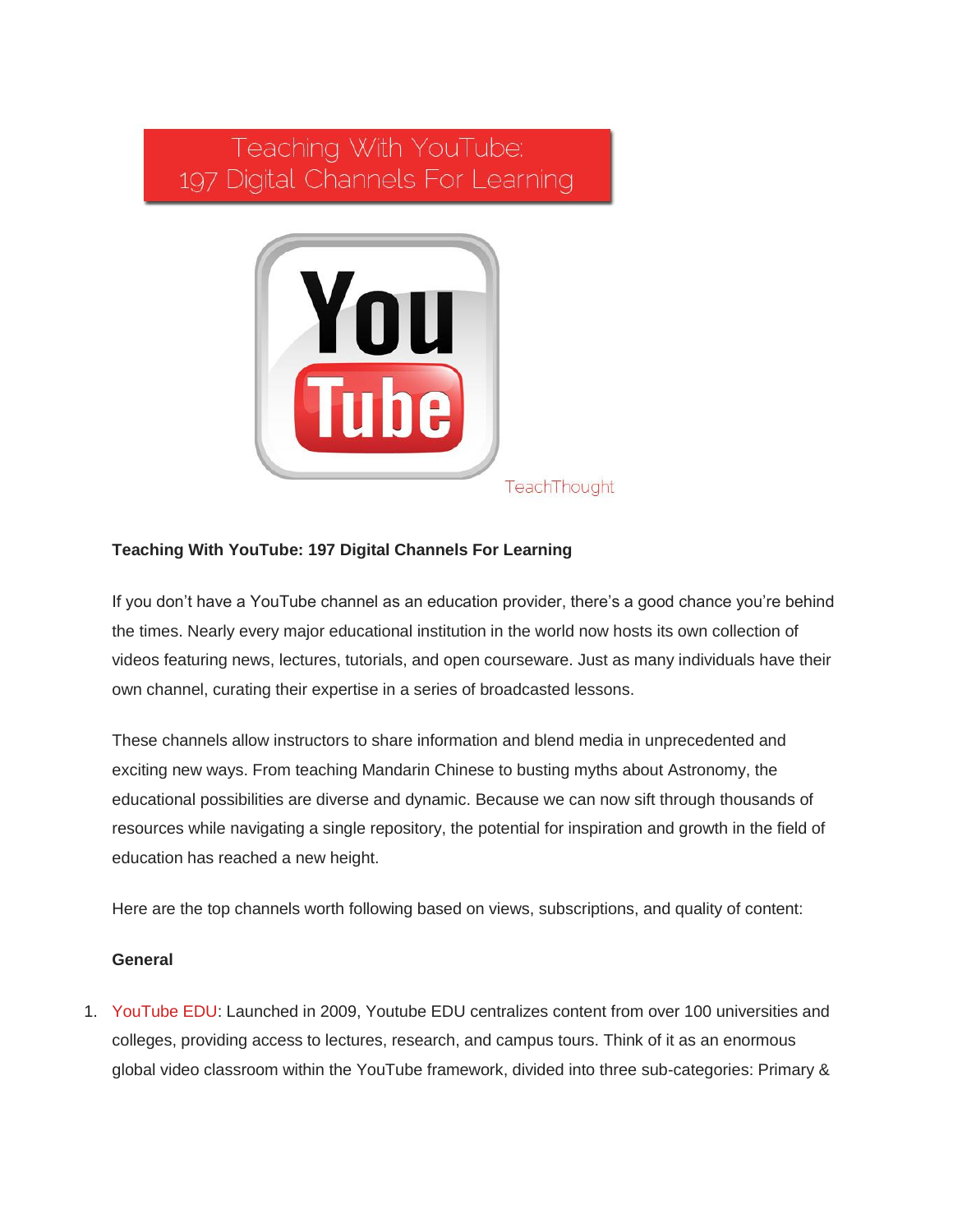Teaching With YouTube:
197 Digital Channels For Learning

TeachThought

**Teaching With YouTube: 197 Digital Channels For Learning**

If you don't have a YouTube channel as an education provider, there's a good chance you're behind the times. Nearly every major educational institution in the world now hosts its own collection of videos featuring news, lectures, tutorials, and open courseware. Just as many individuals have their own channel, curating their expertise in a series of broadcasted lessons.

These channels allow instructors to share information and blend media in unprecedented and exciting new ways. From teaching Mandarin Chinese to busting myths about Astronomy, the educational possibilities are diverse and dynamic. Because we can now sift through thousands of resources while navigating a single repository, the potential for inspiration and growth in the field of education has reached a new height.

Here are the top channels worth following based on views, subscriptions, and quality of content:

**General**

1. YouTube EDU: Launched in 2009, Youtube EDU centralizes content from over 100 universities and colleges, providing access to lectures, research, and campus tours. Think of it as an enormous global video classroom within the YouTube framework, divided into three sub-categories: Primary &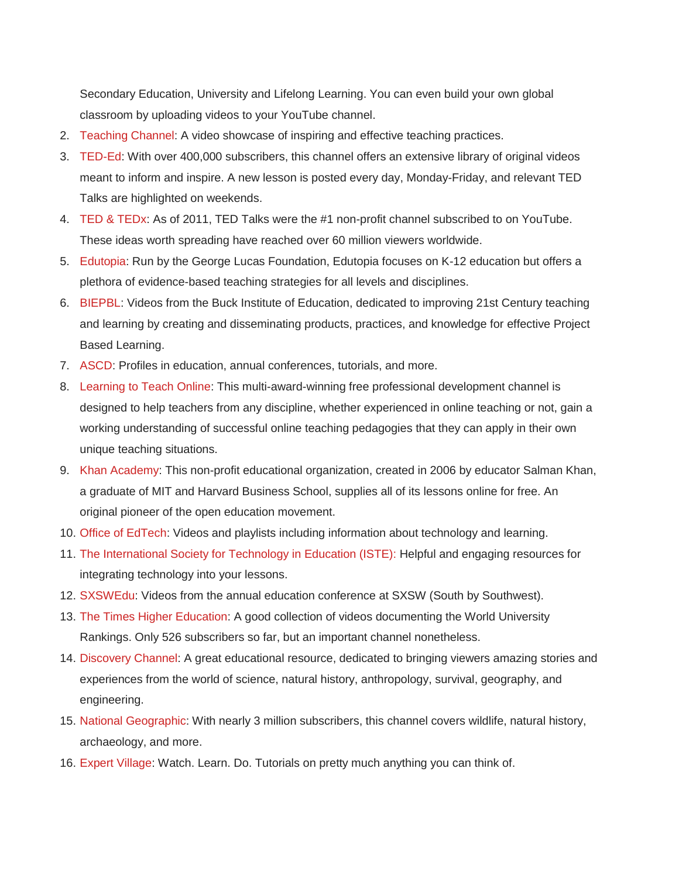Secondary Education, University and Lifelong Learning. You can even build your own global classroom by uploading videos to your YouTube channel.

2. Teaching Channel: A video showcase of inspiring and effective teaching practices.
3. TED-Ed: With over 400,000 subscribers, this channel offers an extensive library of original videos meant to inform and inspire. A new lesson is posted every day, Monday-Friday, and relevant TED Talks are highlighted on weekends.
4. TED & TEDx: As of 2011, TED Talks were the #1 non-profit channel subscribed to on YouTube. These ideas worth spreading have reached over 60 million viewers worldwide.
5. Edutopia: Run by the George Lucas Foundation, Edutopia focuses on K-12 education but offers a plethora of evidence-based teaching strategies for all levels and disciplines.
6. BIEPBL: Videos from the Buck Institute of Education, dedicated to improving 21st Century teaching and learning by creating and disseminating products, practices, and knowledge for effective Project Based Learning.
7. ASCD: Profiles in education, annual conferences, tutorials, and more.
8. Learning to Teach Online: This multi-award-winning free professional development channel is designed to help teachers from any discipline, whether experienced in online teaching or not, gain a working understanding of successful online teaching pedagogies that they can apply in their own unique teaching situations.
9. Khan Academy: This non-profit educational organization, created in 2006 by educator Salman Khan, a graduate of MIT and Harvard Business School, supplies all of its lessons online for free. An original pioneer of the open education movement.
10. Office of EdTech: Videos and playlists including information about technology and learning.
11. The International Society for Technology in Education (ISTE): Helpful and engaging resources for integrating technology into your lessons.
12. SXSWEdu: Videos from the annual education conference at SXSW (South by Southwest).
13. The Times Higher Education: A good collection of videos documenting the World University Rankings. Only 526 subscribers so far, but an important channel nonetheless.
14. Discovery Channel: A great educational resource, dedicated to bringing viewers amazing stories and experiences from the world of science, natural history, anthropology, survival, geography, and engineering.
15. National Geographic: With nearly 3 million subscribers, this channel covers wildlife, natural history, archaeology, and more.
16. Expert Village: Watch. Learn. Do. Tutorials on pretty much anything you can think of.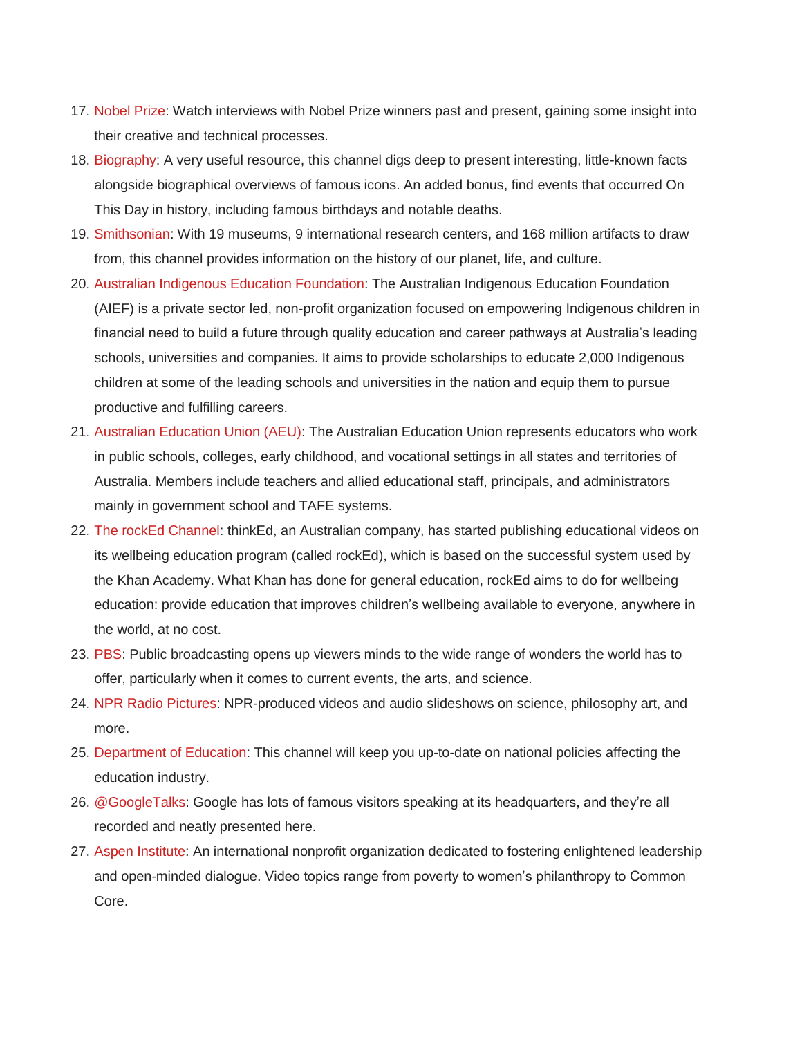17. Nobel Prize: Watch interviews with Nobel Prize winners past and present, gaining some insight into their creative and technical processes.
18. Biography: A very useful resource, this channel digs deep to present interesting, little-known facts alongside biographical overviews of famous icons. An added bonus, find events that occurred On This Day in history, including famous birthdays and notable deaths.
19. Smithsonian: With 19 museums, 9 international research centers, and 168 million artifacts to draw from, this channel provides information on the history of our planet, life, and culture.
20. Australian Indigenous Education Foundation: The Australian Indigenous Education Foundation (AIEF) is a private sector led, non-profit organization focused on empowering Indigenous children in financial need to build a future through quality education and career pathways at Australia's leading schools, universities and companies. It aims to provide scholarships to educate 2,000 Indigenous children at some of the leading schools and universities in the nation and equip them to pursue productive and fulfilling careers.
21. Australian Education Union (AEU): The Australian Education Union represents educators who work in public schools, colleges, early childhood, and vocational settings in all states and territories of Australia. Members include teachers and allied educational staff, principals, and administrators mainly in government school and TAFE systems.
22. The rockEd Channel: thinkEd, an Australian company, has started publishing educational videos on its wellbeing education program (called rockEd), which is based on the successful system used by the Khan Academy. What Khan has done for general education, rockEd aims to do for wellbeing education: provide education that improves children's wellbeing available to everyone, anywhere in the world, at no cost.
23. PBS: Public broadcasting opens up viewers minds to the wide range of wonders the world has to offer, particularly when it comes to current events, the arts, and science.
24. NPR Radio Pictures: NPR-produced videos and audio slideshows on science, philosophy art, and more.
25. Department of Education: This channel will keep you up-to-date on national policies affecting the education industry.
26. @GoogleTalks: Google has lots of famous visitors speaking at its headquarters, and they're all recorded and neatly presented here.
27. Aspen Institute: An international nonprofit organization dedicated to fostering enlightened leadership and open-minded dialogue. Video topics range from poverty to women's philanthropy to Common Core.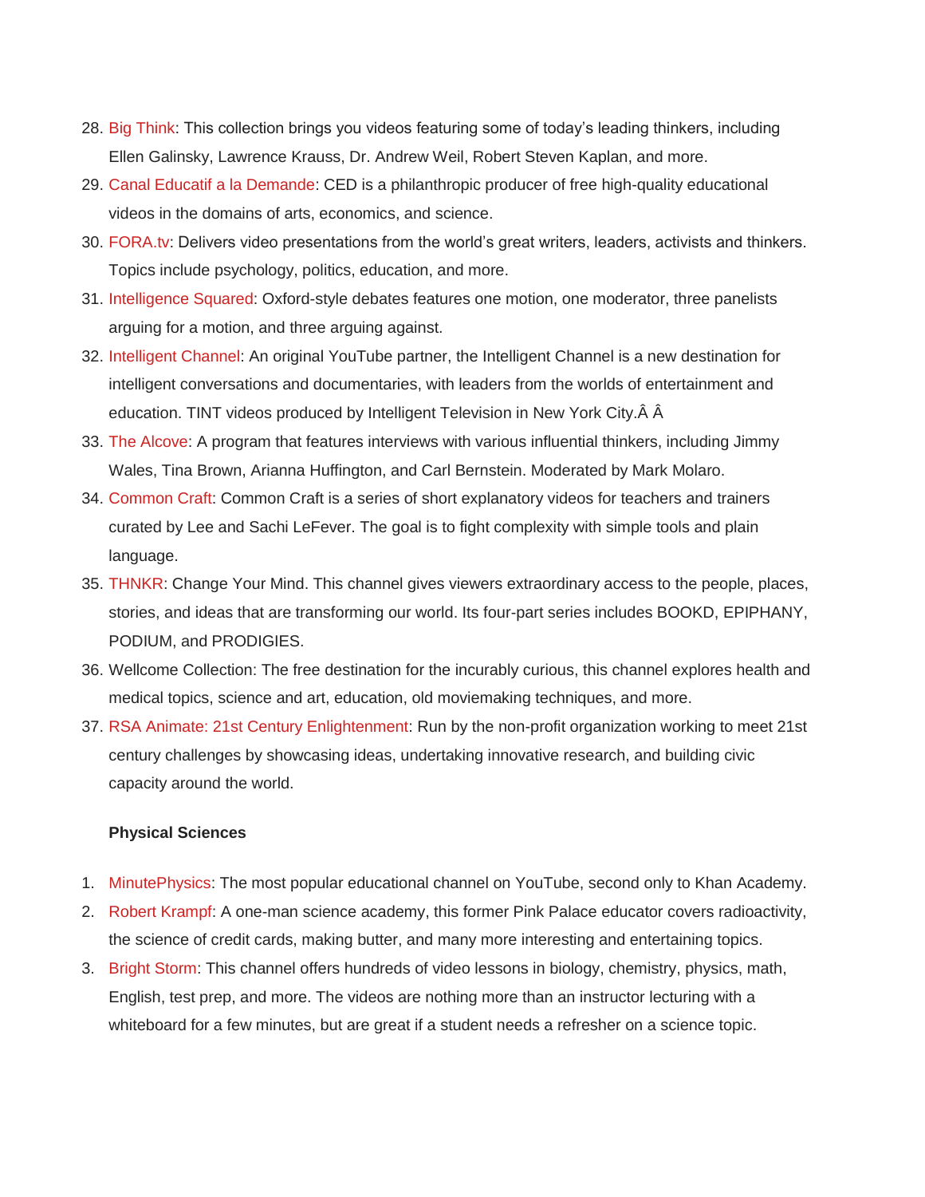28. Big Think: This collection brings you videos featuring some of today's leading thinkers, including Ellen Galinsky, Lawrence Krauss, Dr. Andrew Weil, Robert Steven Kaplan, and more.
29. Canal Educatif a la Demande: CED is a philanthropic producer of free high-quality educational videos in the domains of arts, economics, and science.
30. FORA.tv: Delivers video presentations from the world's great writers, leaders, activists and thinkers. Topics include psychology, politics, education, and more.
31. Intelligence Squared: Oxford-style debates features one motion, one moderator, three panelists arguing for a motion, and three arguing against.
32. Intelligent Channel: An original YouTube partner, the Intelligent Channel is a new destination for intelligent conversations and documentaries, with leaders from the worlds of entertainment and education. TINT videos produced by Intelligent Television in New York City.Â Â
33. The Alcove: A program that features interviews with various influential thinkers, including Jimmy Wales, Tina Brown, Arianna Huffington, and Carl Bernstein. Moderated by Mark Molaro.
34. Common Craft: Common Craft is a series of short explanatory videos for teachers and trainers curated by Lee and Sachi LeFever. The goal is to fight complexity with simple tools and plain language.
35. THNKR: Change Your Mind. This channel gives viewers extraordinary access to the people, places, stories, and ideas that are transforming our world. Its four-part series includes BOOKD, EPIPHANY, PODIUM, and PRODIGIES.
36. Wellcome Collection: The free destination for the incurably curious, this channel explores health and medical topics, science and art, education, old moviemaking techniques, and more.
37. RSA Animate: 21st Century Enlightenment: Run by the non-profit organization working to meet 21st century challenges by showcasing ideas, undertaking innovative research, and building civic capacity around the world.

**Physical Sciences**

1. MinutePhysics: The most popular educational channel on YouTube, second only to Khan Academy.
2. Robert Krampf: A one-man science academy, this former Pink Palace educator covers radioactivity, the science of credit cards, making butter, and many more interesting and entertaining topics.
3. Bright Storm: This channel offers hundreds of video lessons in biology, chemistry, physics, math, English, test prep, and more. The videos are nothing more than an instructor lecturing with a whiteboard for a few minutes, but are great if a student needs a refresher on a science topic.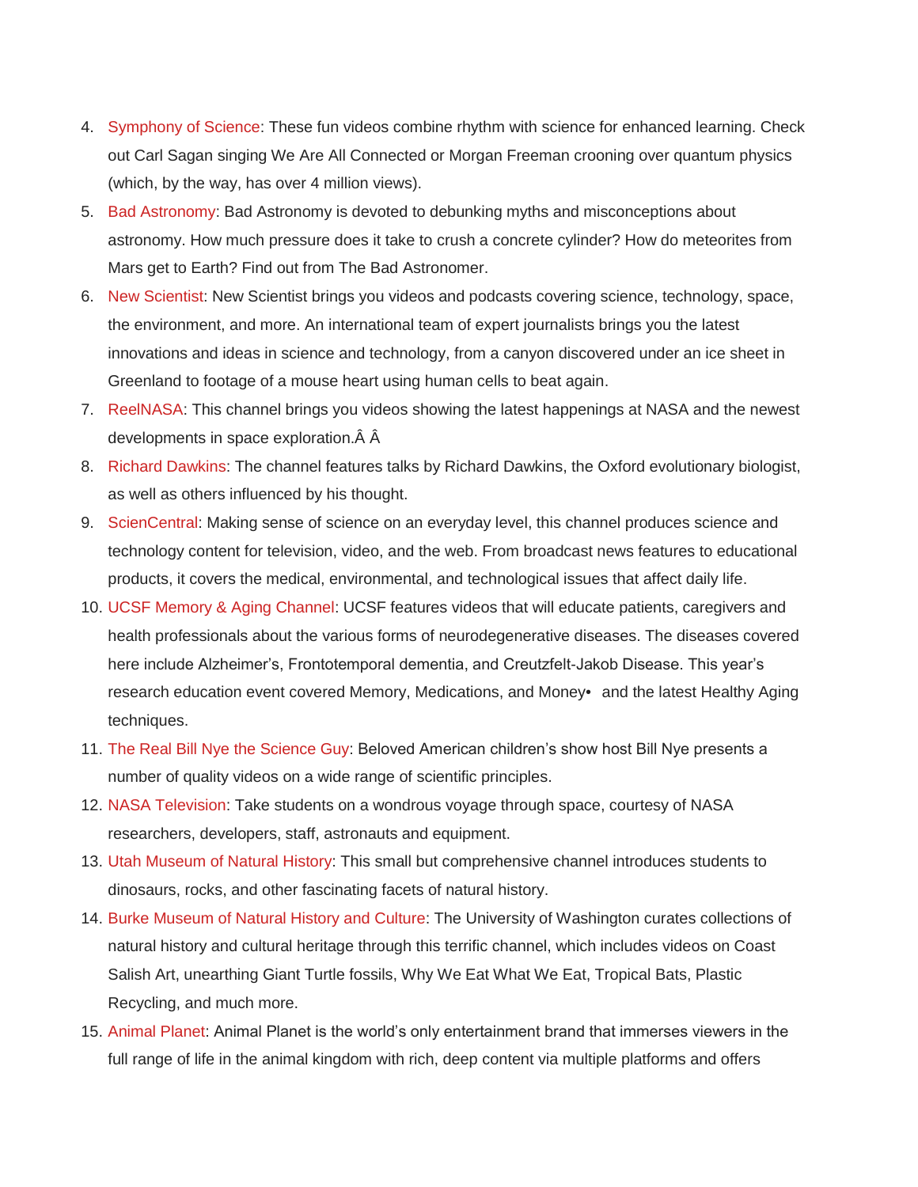4. Symphony of Science: These fun videos combine rhythm with science for enhanced learning. Check out Carl Sagan singing We Are All Connected or Morgan Freeman crooning over quantum physics (which, by the way, has over 4 million views).
5. Bad Astronomy: Bad Astronomy is devoted to debunking myths and misconceptions about astronomy. How much pressure does it take to crush a concrete cylinder? How do meteorites from Mars get to Earth? Find out from The Bad Astronomer.
6. New Scientist: New Scientist brings you videos and podcasts covering science, technology, space, the environment, and more. An international team of expert journalists brings you the latest innovations and ideas in science and technology, from a canyon discovered under an ice sheet in Greenland to footage of a mouse heart using human cells to beat again.
7. ReelNASA: This channel brings you videos showing the latest happenings at NASA and the newest developments in space exploration.Â Â
8. Richard Dawkins: The channel features talks by Richard Dawkins, the Oxford evolutionary biologist, as well as others influenced by his thought.
9. ScienCentral: Making sense of science on an everyday level, this channel produces science and technology content for television, video, and the web. From broadcast news features to educational products, it covers the medical, environmental, and technological issues that affect daily life.
10. UCSF Memory & Aging Channel: UCSF features videos that will educate patients, caregivers and health professionals about the various forms of neurodegenerative diseases. The diseases covered here include Alzheimer's, Frontotemporal dementia, and Creutzfelt-Jakob Disease. This year's research education event covered Memory, Medications, and Money• and the latest Healthy Aging techniques.
11. The Real Bill Nye the Science Guy: Beloved American children's show host Bill Nye presents a number of quality videos on a wide range of scientific principles.
12. NASA Television: Take students on a wondrous voyage through space, courtesy of NASA researchers, developers, staff, astronauts and equipment.
13. Utah Museum of Natural History: This small but comprehensive channel introduces students to dinosaurs, rocks, and other fascinating facets of natural history.
14. Burke Museum of Natural History and Culture: The University of Washington curates collections of natural history and cultural heritage through this terrific channel, which includes videos on Coast Salish Art, unearthing Giant Turtle fossils, Why We Eat What We Eat, Tropical Bats, Plastic Recycling, and much more.
15. Animal Planet: Animal Planet is the world's only entertainment brand that immerses viewers in the full range of life in the animal kingdom with rich, deep content via multiple platforms and offers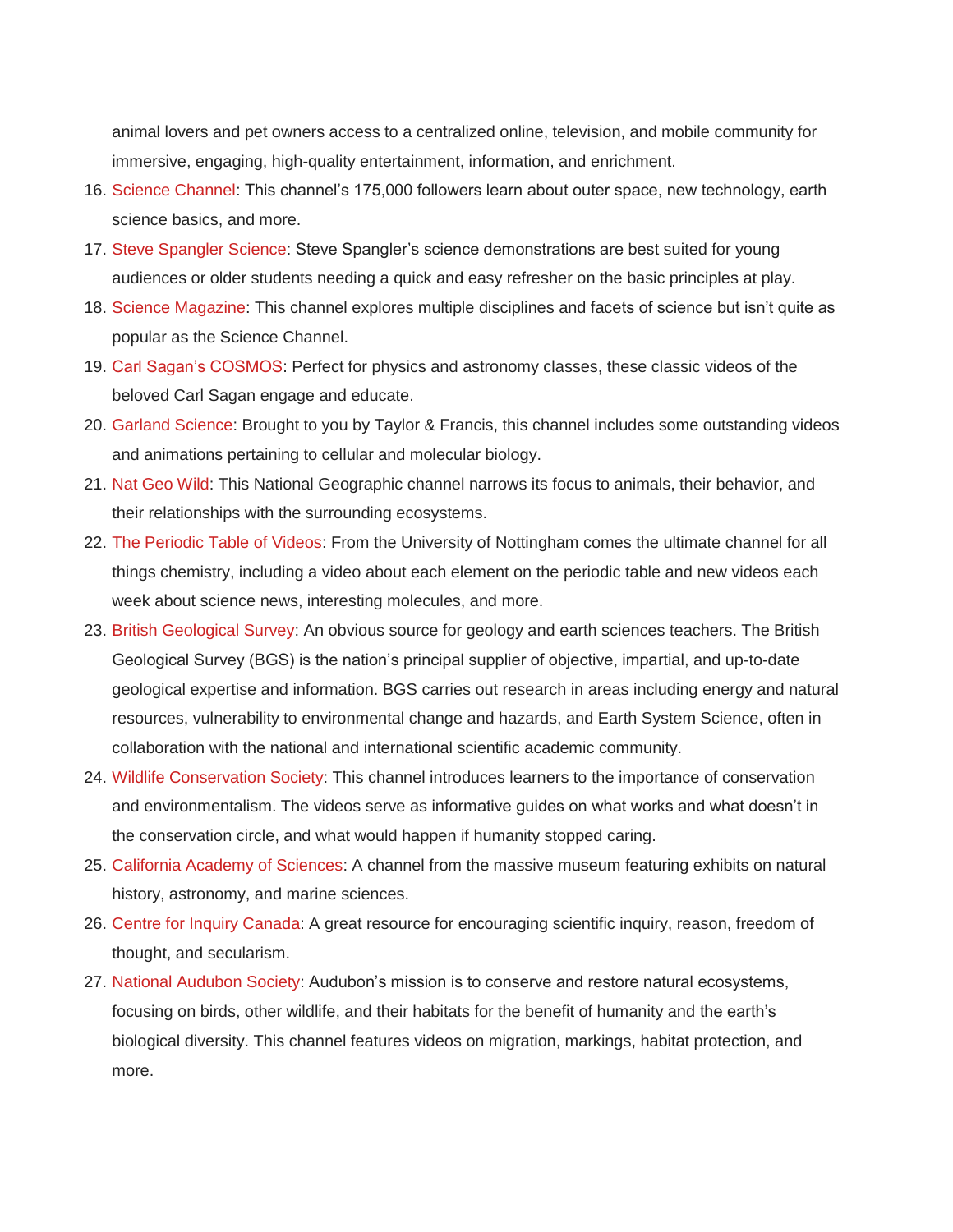animal lovers and pet owners access to a centralized online, television, and mobile community for immersive, engaging, high-quality entertainment, information, and enrichment.

16. Science Channel: This channel's 175,000 followers learn about outer space, new technology, earth science basics, and more.
17. Steve Spangler Science: Steve Spangler's science demonstrations are best suited for young audiences or older students needing a quick and easy refresher on the basic principles at play.
18. Science Magazine: This channel explores multiple disciplines and facets of science but isn't quite as popular as the Science Channel.
19. Carl Sagan's COSMOS: Perfect for physics and astronomy classes, these classic videos of the beloved Carl Sagan engage and educate.
20. Garland Science: Brought to you by Taylor & Francis, this channel includes some outstanding videos and animations pertaining to cellular and molecular biology.
21. Nat Geo Wild: This National Geographic channel narrows its focus to animals, their behavior, and their relationships with the surrounding ecosystems.
22. The Periodic Table of Videos: From the University of Nottingham comes the ultimate channel for all things chemistry, including a video about each element on the periodic table and new videos each week about science news, interesting molecules, and more.
23. British Geological Survey: An obvious source for geology and earth sciences teachers. The British Geological Survey (BGS) is the nation's principal supplier of objective, impartial, and up-to-date geological expertise and information. BGS carries out research in areas including energy and natural resources, vulnerability to environmental change and hazards, and Earth System Science, often in collaboration with the national and international scientific academic community.
24. Wildlife Conservation Society: This channel introduces learners to the importance of conservation and environmentalism. The videos serve as informative guides on what works and what doesn't in the conservation circle, and what would happen if humanity stopped caring.
25. California Academy of Sciences: A channel from the massive museum featuring exhibits on natural history, astronomy, and marine sciences.
26. Centre for Inquiry Canada: A great resource for encouraging scientific inquiry, reason, freedom of thought, and secularism.
27. National Audubon Society: Audubon's mission is to conserve and restore natural ecosystems, focusing on birds, other wildlife, and their habitats for the benefit of humanity and the earth's biological diversity. This channel features videos on migration, markings, habitat protection, and more.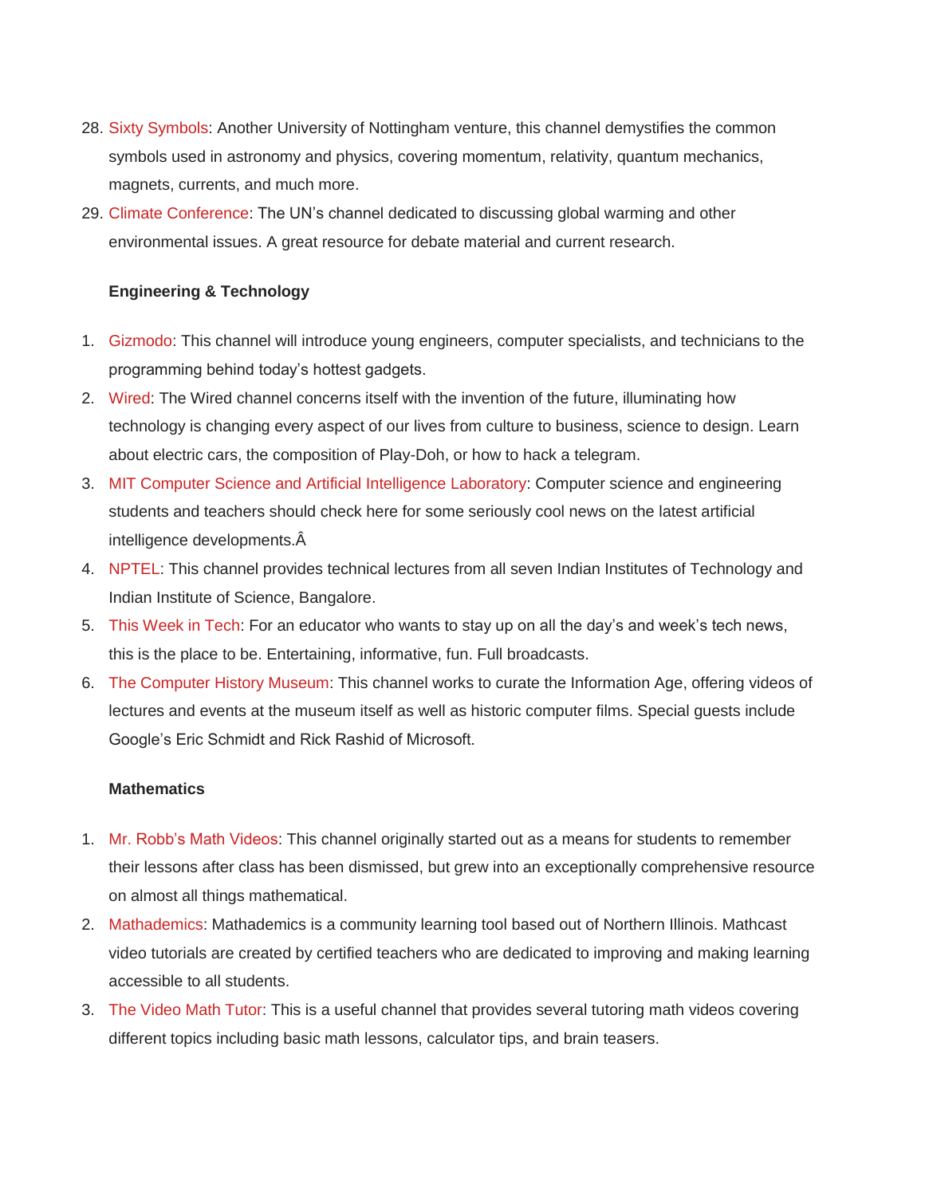28. Sixty Symbols: Another University of Nottingham venture, this channel demystifies the common symbols used in astronomy and physics, covering momentum, relativity, quantum mechanics, magnets, currents, and much more.
29. Climate Conference: The UN's channel dedicated to discussing global warming and other environmental issues. A great resource for debate material and current research.

**Engineering & Technology**

1. Gizmodo: This channel will introduce young engineers, computer specialists, and technicians to the programming behind today's hottest gadgets.
2. Wired: The Wired channel concerns itself with the invention of the future, illuminating how technology is changing every aspect of our lives from culture to business, science to design. Learn about electric cars, the composition of Play-Doh, or how to hack a telegram.
3. MIT Computer Science and Artificial Intelligence Laboratory: Computer science and engineering students and teachers should check here for some seriously cool news on the latest artificial intelligence developments.Â
4. NPTEL: This channel provides technical lectures from all seven Indian Institutes of Technology and Indian Institute of Science, Bangalore.
5. This Week in Tech: For an educator who wants to stay up on all the day's and week's tech news, this is the place to be. Entertaining, informative, fun. Full broadcasts.
6. The Computer History Museum: This channel works to curate the Information Age, offering videos of lectures and events at the museum itself as well as historic computer films. Special guests include Google's Eric Schmidt and Rick Rashid of Microsoft.

**Mathematics**

1. Mr. Robb's Math Videos: This channel originally started out as a means for students to remember their lessons after class has been dismissed, but grew into an exceptionally comprehensive resource on almost all things mathematical.
2. Mathademics: Mathademics is a community learning tool based out of Northern Illinois. Mathcast video tutorials are created by certified teachers who are dedicated to improving and making learning accessible to all students.
3. The Video Math Tutor: This is a useful channel that provides several tutoring math videos covering different topics including basic math lessons, calculator tips, and brain teasers.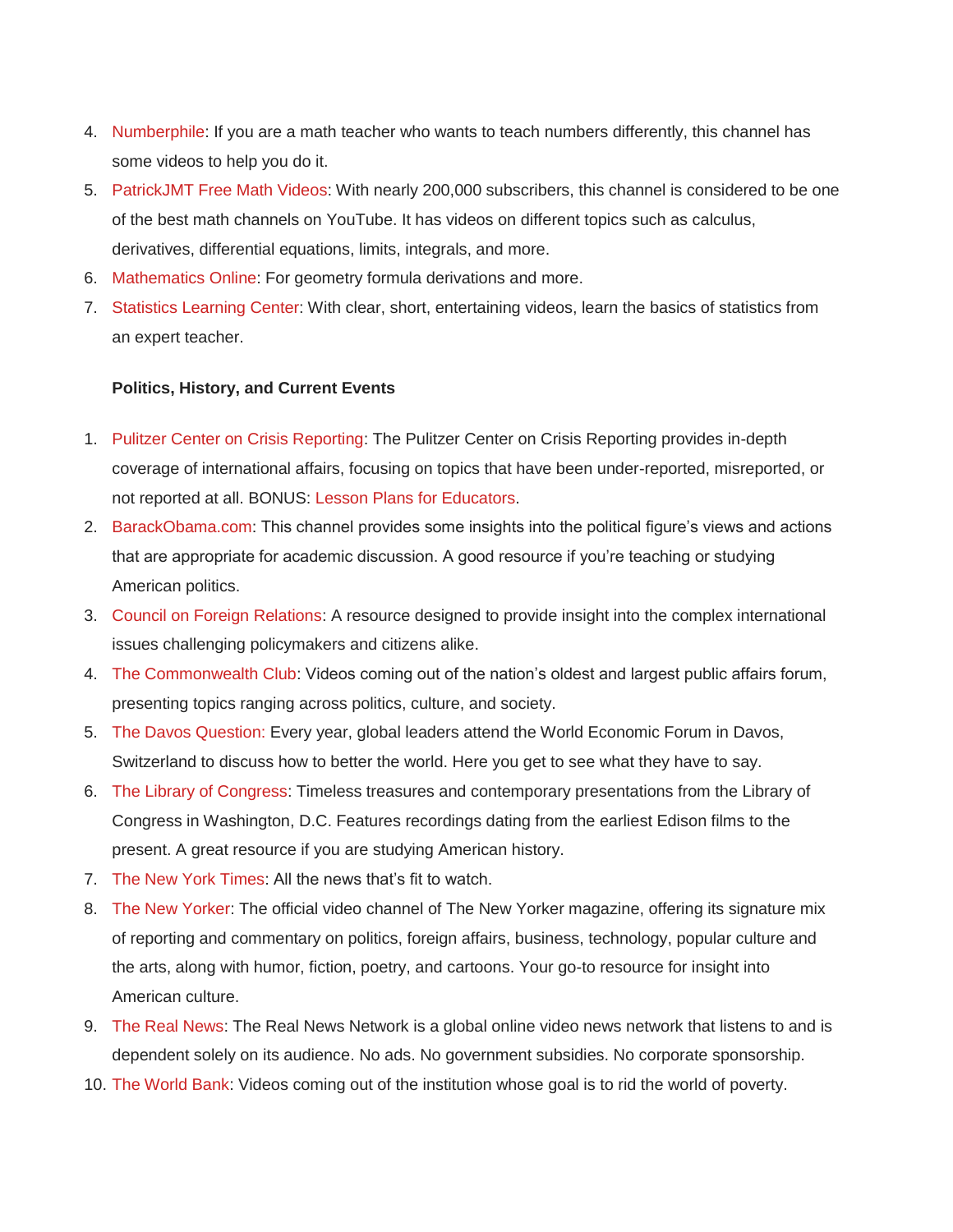4. Numberphile: If you are a math teacher who wants to teach numbers differently, this channel has some videos to help you do it.
5. PatrickJMT Free Math Videos: With nearly 200,000 subscribers, this channel is considered to be one of the best math channels on YouTube. It has videos on different topics such as calculus, derivatives, differential equations, limits, integrals, and more.
6. Mathematics Online: For geometry formula derivations and more.
7. Statistics Learning Center: With clear, short, entertaining videos, learn the basics of statistics from an expert teacher.

**Politics, History, and Current Events**

1. Pulitzer Center on Crisis Reporting: The Pulitzer Center on Crisis Reporting provides in-depth coverage of international affairs, focusing on topics that have been under-reported, misreported, or not reported at all. BONUS: Lesson Plans for Educators.
2. BarackObama.com: This channel provides some insights into the political figure's views and actions that are appropriate for academic discussion. A good resource if you're teaching or studying American politics.
3. Council on Foreign Relations: A resource designed to provide insight into the complex international issues challenging policymakers and citizens alike.
4. The Commonwealth Club: Videos coming out of the nation's oldest and largest public affairs forum, presenting topics ranging across politics, culture, and society.
5. The Davos Question: Every year, global leaders attend the World Economic Forum in Davos, Switzerland to discuss how to better the world. Here you get to see what they have to say.
6. The Library of Congress: Timeless treasures and contemporary presentations from the Library of Congress in Washington, D.C. Features recordings dating from the earliest Edison films to the present. A great resource if you are studying American history.
7. The New York Times: All the news that's fit to watch.
8. The New Yorker: The official video channel of The New Yorker magazine, offering its signature mix of reporting and commentary on politics, foreign affairs, business, technology, popular culture and the arts, along with humor, fiction, poetry, and cartoons. Your go-to resource for insight into American culture.
9. The Real News: The Real News Network is a global online video news network that listens to and is dependent solely on its audience. No ads. No government subsidies. No corporate sponsorship.
10. The World Bank: Videos coming out of the institution whose goal is to rid the world of poverty.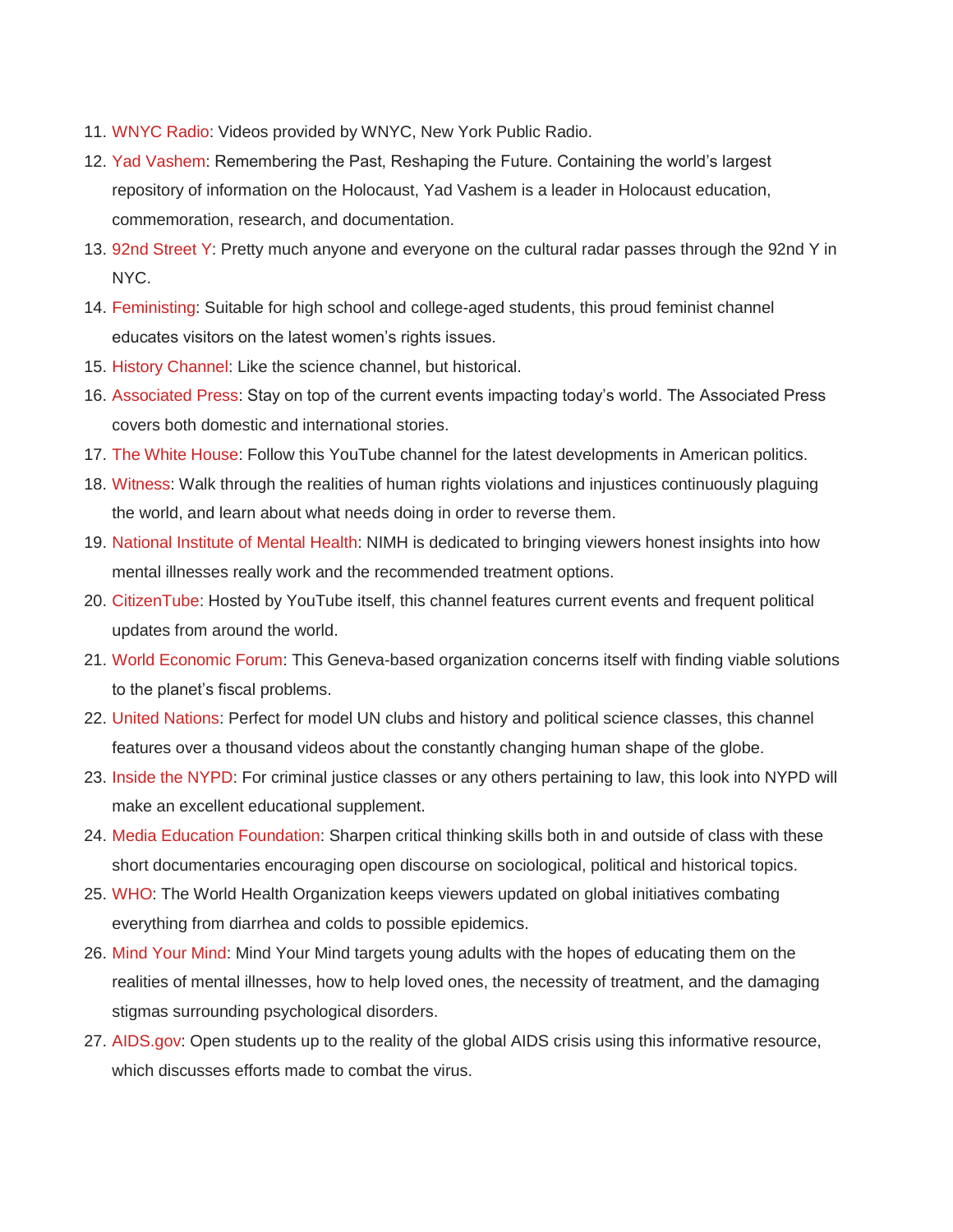11. WNYC Radio: Videos provided by WNYC, New York Public Radio.
12. Yad Vashem: Remembering the Past, Reshaping the Future. Containing the world's largest repository of information on the Holocaust, Yad Vashem is a leader in Holocaust education, commemoration, research, and documentation.
13. 92nd Street Y: Pretty much anyone and everyone on the cultural radar passes through the 92nd Y in NYC.
14. Feministing: Suitable for high school and college-aged students, this proud feminist channel educates visitors on the latest women's rights issues.
15. History Channel: Like the science channel, but historical.
16. Associated Press: Stay on top of the current events impacting today's world. The Associated Press covers both domestic and international stories.
17. The White House: Follow this YouTube channel for the latest developments in American politics.
18. Witness: Walk through the realities of human rights violations and injustices continuously plaguing the world, and learn about what needs doing in order to reverse them.
19. National Institute of Mental Health: NIMH is dedicated to bringing viewers honest insights into how mental illnesses really work and the recommended treatment options.
20. CitizenTube: Hosted by YouTube itself, this channel features current events and frequent political updates from around the world.
21. World Economic Forum: This Geneva-based organization concerns itself with finding viable solutions to the planet's fiscal problems.
22. United Nations: Perfect for model UN clubs and history and political science classes, this channel features over a thousand videos about the constantly changing human shape of the globe.
23. Inside the NYPD: For criminal justice classes or any others pertaining to law, this look into NYPD will make an excellent educational supplement.
24. Media Education Foundation: Sharpen critical thinking skills both in and outside of class with these short documentaries encouraging open discourse on sociological, political and historical topics.
25. WHO: The World Health Organization keeps viewers updated on global initiatives combating everything from diarrhea and colds to possible epidemics.
26. Mind Your Mind: Mind Your Mind targets young adults with the hopes of educating them on the realities of mental illnesses, how to help loved ones, the necessity of treatment, and the damaging stigmas surrounding psychological disorders.
27. AIDS.gov: Open students up to the reality of the global AIDS crisis using this informative resource, which discusses efforts made to combat the virus.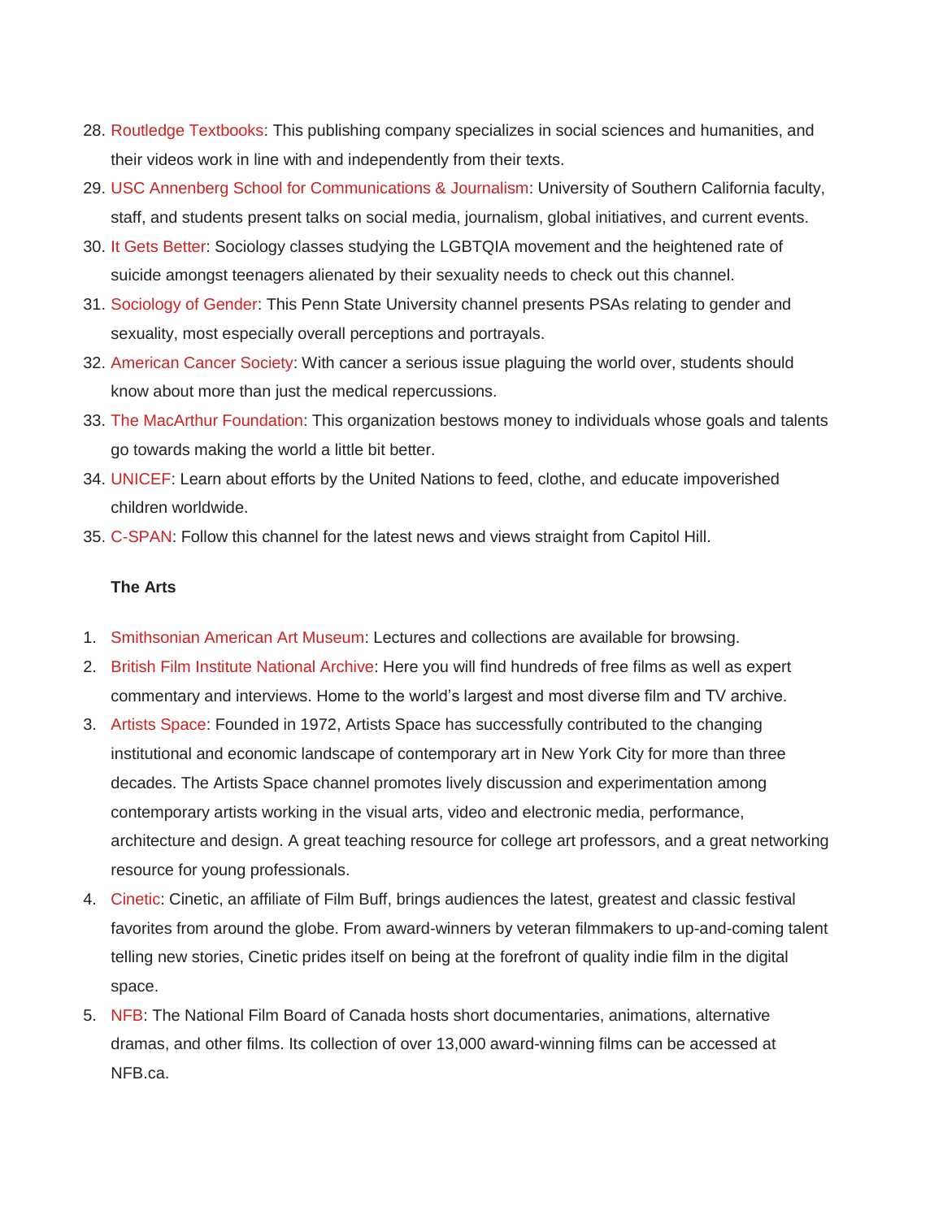28. Routledge Textbooks: This publishing company specializes in social sciences and humanities, and their videos work in line with and independently from their texts.
29. USC Annenberg School for Communications & Journalism: University of Southern California faculty, staff, and students present talks on social media, journalism, global initiatives, and current events.
30. It Gets Better: Sociology classes studying the LGBTQIA movement and the heightened rate of suicide amongst teenagers alienated by their sexuality needs to check out this channel.
31. Sociology of Gender: This Penn State University channel presents PSAs relating to gender and sexuality, most especially overall perceptions and portrayals.
32. American Cancer Society: With cancer a serious issue plaguing the world over, students should know about more than just the medical repercussions.
33. The MacArthur Foundation: This organization bestows money to individuals whose goals and talents go towards making the world a little bit better.
34. UNICEF: Learn about efforts by the United Nations to feed, clothe, and educate impoverished children worldwide.
35. C-SPAN: Follow this channel for the latest news and views straight from Capitol Hill.

**The Arts**

1. Smithsonian American Art Museum: Lectures and collections are available for browsing.
2. British Film Institute National Archive: Here you will find hundreds of free films as well as expert commentary and interviews. Home to the world's largest and most diverse film and TV archive.
3. Artists Space: Founded in 1972, Artists Space has successfully contributed to the changing institutional and economic landscape of contemporary art in New York City for more than three decades. The Artists Space channel promotes lively discussion and experimentation among contemporary artists working in the visual arts, video and electronic media, performance, architecture and design. A great teaching resource for college art professors, and a great networking resource for young professionals.
4. Cinetic: Cinetic, an affiliate of Film Buff, brings audiences the latest, greatest and classic festival favorites from around the globe. From award-winners by veteran filmmakers to up-and-coming talent telling new stories, Cinetic prides itself on being at the forefront of quality indie film in the digital space.
5. NFB: The National Film Board of Canada hosts short documentaries, animations, alternative dramas, and other films. Its collection of over 13,000 award-winning films can be accessed at NFB.ca.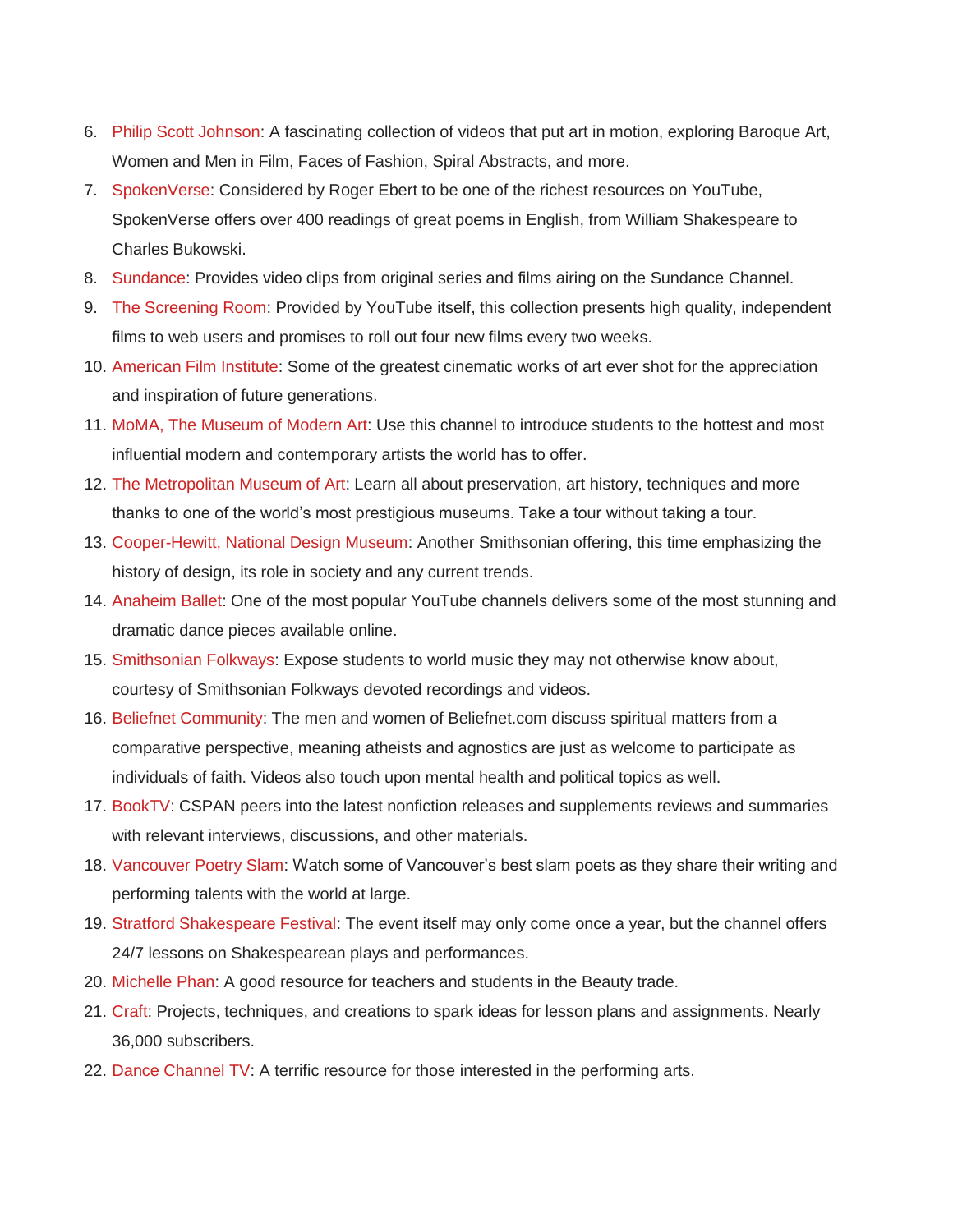6. Philip Scott Johnson: A fascinating collection of videos that put art in motion, exploring Baroque Art, Women and Men in Film, Faces of Fashion, Spiral Abstracts, and more.
7. SpokenVerse: Considered by Roger Ebert to be one of the richest resources on YouTube, SpokenVerse offers over 400 readings of great poems in English, from William Shakespeare to Charles Bukowski.
8. Sundance: Provides video clips from original series and films airing on the Sundance Channel.
9. The Screening Room: Provided by YouTube itself, this collection presents high quality, independent films to web users and promises to roll out four new films every two weeks.
10. American Film Institute: Some of the greatest cinematic works of art ever shot for the appreciation and inspiration of future generations.
11. MoMA, The Museum of Modern Art: Use this channel to introduce students to the hottest and most influential modern and contemporary artists the world has to offer.
12. The Metropolitan Museum of Art: Learn all about preservation, art history, techniques and more thanks to one of the world's most prestigious museums. Take a tour without taking a tour.
13. Cooper-Hewitt, National Design Museum: Another Smithsonian offering, this time emphasizing the history of design, its role in society and any current trends.
14. Anaheim Ballet: One of the most popular YouTube channels delivers some of the most stunning and dramatic dance pieces available online.
15. Smithsonian Folkways: Expose students to world music they may not otherwise know about, courtesy of Smithsonian Folkways devoted recordings and videos.
16. Beliefnet Community: The men and women of Beliefnet.com discuss spiritual matters from a comparative perspective, meaning atheists and agnostics are just as welcome to participate as individuals of faith. Videos also touch upon mental health and political topics as well.
17. BookTV: CSPAN peers into the latest nonfiction releases and supplements reviews and summaries with relevant interviews, discussions, and other materials.
18. Vancouver Poetry Slam: Watch some of Vancouver's best slam poets as they share their writing and performing talents with the world at large.
19. Stratford Shakespeare Festival: The event itself may only come once a year, but the channel offers 24/7 lessons on Shakespearean plays and performances.
20. Michelle Phan: A good resource for teachers and students in the Beauty trade.
21. Craft: Projects, techniques, and creations to spark ideas for lesson plans and assignments. Nearly 36,000 subscribers.
22. Dance Channel TV: A terrific resource for those interested in the performing arts.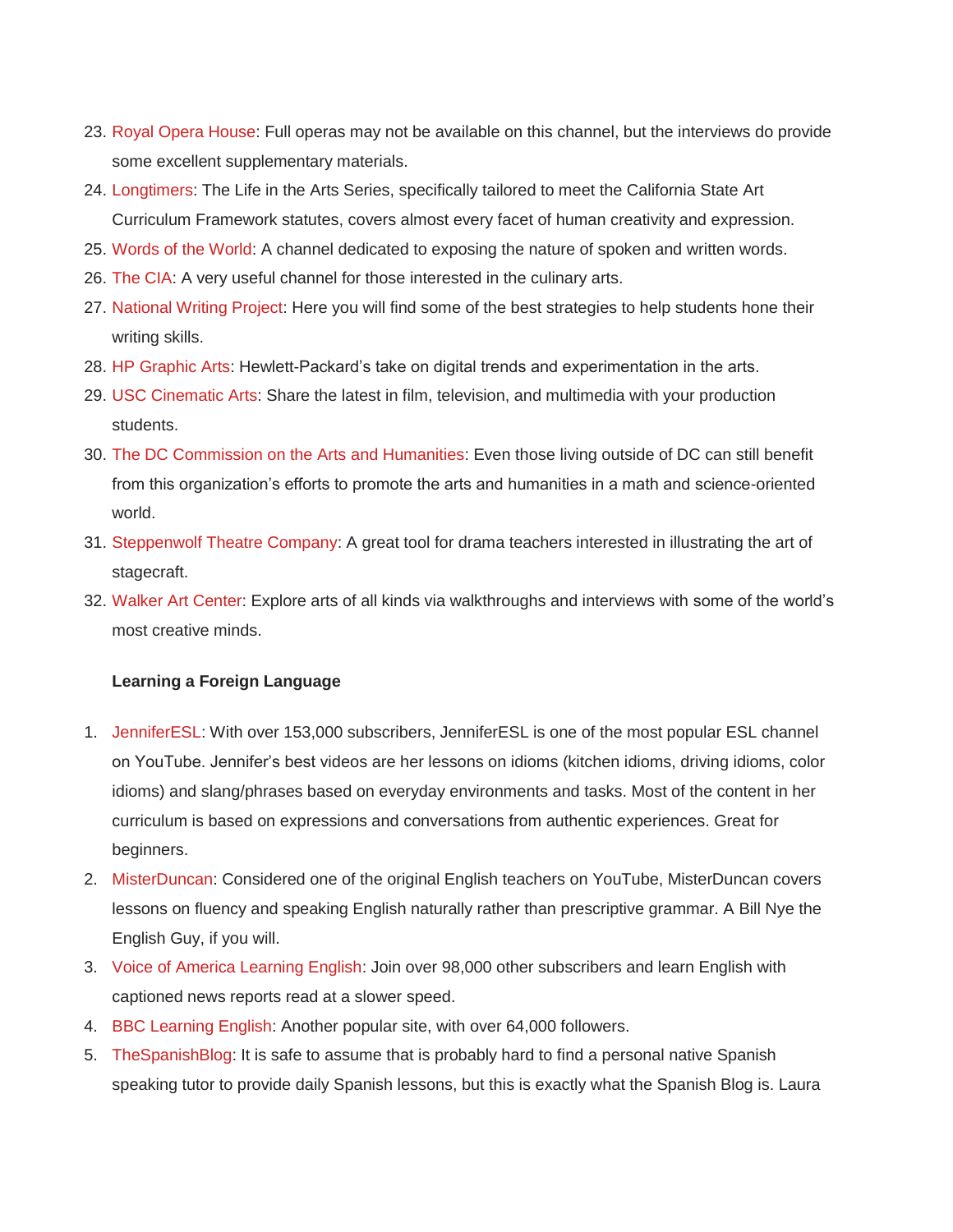23. Royal Opera House: Full operas may not be available on this channel, but the interviews do provide some excellent supplementary materials.
24. Longtimers: The Life in the Arts Series, specifically tailored to meet the California State Art Curriculum Framework statutes, covers almost every facet of human creativity and expression.
25. Words of the World: A channel dedicated to exposing the nature of spoken and written words.
26. The CIA: A very useful channel for those interested in the culinary arts.
27. National Writing Project: Here you will find some of the best strategies to help students hone their writing skills.
28. HP Graphic Arts: Hewlett-Packard's take on digital trends and experimentation in the arts.
29. USC Cinematic Arts: Share the latest in film, television, and multimedia with your production students.
30. The DC Commission on the Arts and Humanities: Even those living outside of DC can still benefit from this organization's efforts to promote the arts and humanities in a math and science-oriented world.
31. Steppenwolf Theatre Company: A great tool for drama teachers interested in illustrating the art of stagecraft.
32. Walker Art Center: Explore arts of all kinds via walkthroughs and interviews with some of the world's most creative minds.

**Learning a Foreign Language**

1. JenniferESL: With over 153,000 subscribers, JenniferESL is one of the most popular ESL channel on YouTube. Jennifer's best videos are her lessons on idioms (kitchen idioms, driving idioms, color idioms) and slang/phrases based on everyday environments and tasks. Most of the content in her curriculum is based on expressions and conversations from authentic experiences. Great for beginners.
2. MisterDuncan: Considered one of the original English teachers on YouTube, MisterDuncan covers lessons on fluency and speaking English naturally rather than prescriptive grammar. A Bill Nye the English Guy, if you will.
3. Voice of America Learning English: Join over 98,000 other subscribers and learn English with captioned news reports read at a slower speed.
4. BBC Learning English: Another popular site, with over 64,000 followers.
5. TheSpanishBlog: It is safe to assume that is probably hard to find a personal native Spanish speaking tutor to provide daily Spanish lessons, but this is exactly what the Spanish Blog is. Laura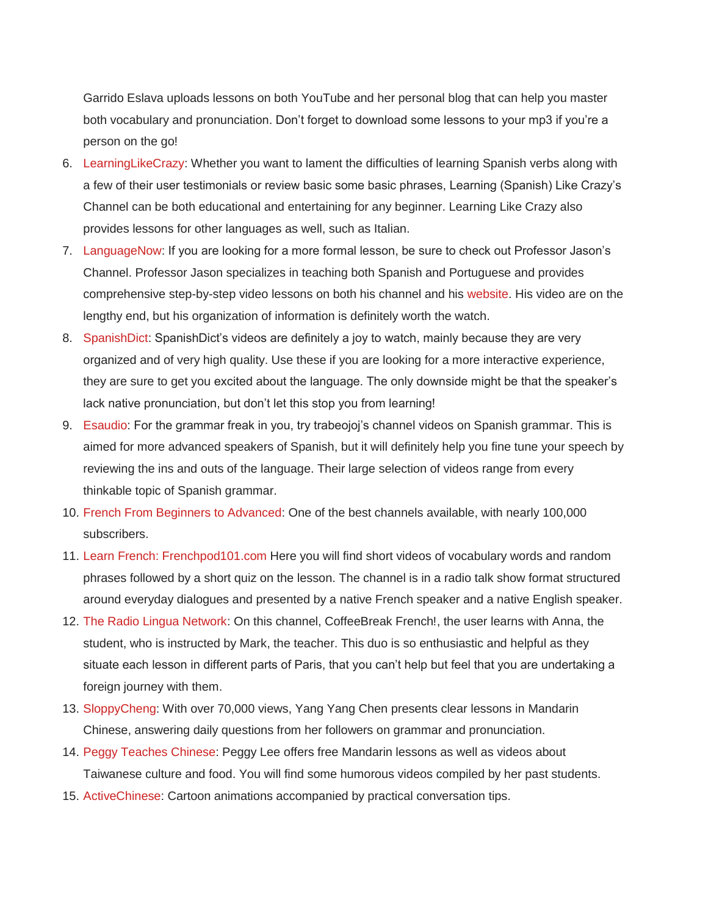Garrido Eslava uploads lessons on both YouTube and her personal blog that can help you master both vocabulary and pronunciation. Don't forget to download some lessons to your mp3 if you're a person on the go!

6. LearningLikeCrazy: Whether you want to lament the difficulties of learning Spanish verbs along with a few of their user testimonials or review basic some basic phrases, Learning (Spanish) Like Crazy's Channel can be both educational and entertaining for any beginner. Learning Like Crazy also provides lessons for other languages as well, such as Italian.
7. LanguageNow: If you are looking for a more formal lesson, be sure to check out Professor Jason's Channel. Professor Jason specializes in teaching both Spanish and Portuguese and provides comprehensive step-by-step video lessons on both his channel and his website. His video are on the lengthy end, but his organization of information is definitely worth the watch.
8. SpanishDict: SpanishDict's videos are definitely a joy to watch, mainly because they are very organized and of very high quality. Use these if you are looking for a more interactive experience, they are sure to get you excited about the language. The only downside might be that the speaker's lack native pronunciation, but don't let this stop you from learning!
9. Esaudio: For the grammar freak in you, try trabeojoj's channel videos on Spanish grammar. This is aimed for more advanced speakers of Spanish, but it will definitely help you fine tune your speech by reviewing the ins and outs of the language. Their large selection of videos range from every thinkable topic of Spanish grammar.
10. French From Beginners to Advanced: One of the best channels available, with nearly 100,000 subscribers.
11. Learn French: Frenchpod101.com Here you will find short videos of vocabulary words and random phrases followed by a short quiz on the lesson. The channel is in a radio talk show format structured around everyday dialogues and presented by a native French speaker and a native English speaker.
12. The Radio Lingua Network: On this channel, CoffeeBreak French!, the user learns with Anna, the student, who is instructed by Mark, the teacher. This duo is so enthusiastic and helpful as they situate each lesson in different parts of Paris, that you can't help but feel that you are undertaking a foreign journey with them.
13. SloppyCheng: With over 70,000 views, Yang Yang Chen presents clear lessons in Mandarin Chinese, answering daily questions from her followers on grammar and pronunciation.
14. Peggy Teaches Chinese: Peggy Lee offers free Mandarin lessons as well as videos about Taiwanese culture and food. You will find some humorous videos compiled by her past students.
15. ActiveChinese: Cartoon animations accompanied by practical conversation tips.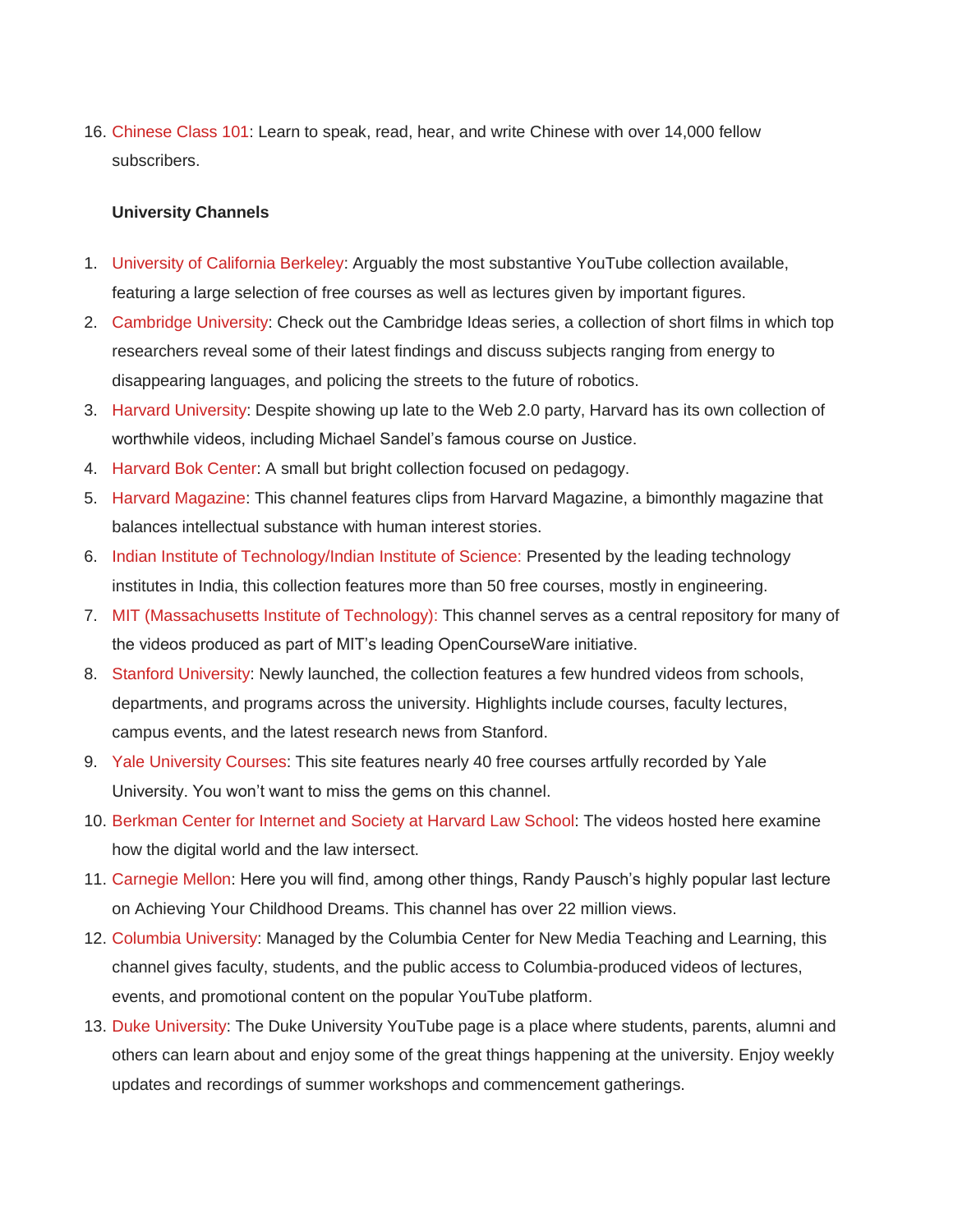16. Chinese Class 101: Learn to speak, read, hear, and write Chinese with over 14,000 fellow subscribers.

**University Channels**

1. University of California Berkeley: Arguably the most substantive YouTube collection available, featuring a large selection of free courses as well as lectures given by important figures.
2. Cambridge University: Check out the Cambridge Ideas series, a collection of short films in which top researchers reveal some of their latest findings and discuss subjects ranging from energy to disappearing languages, and policing the streets to the future of robotics.
3. Harvard University: Despite showing up late to the Web 2.0 party, Harvard has its own collection of worthwhile videos, including Michael Sandel's famous course on Justice.
4. Harvard Bok Center: A small but bright collection focused on pedagogy.
5. Harvard Magazine: This channel features clips from Harvard Magazine, a bimonthly magazine that balances intellectual substance with human interest stories.
6. Indian Institute of Technology/Indian Institute of Science: Presented by the leading technology institutes in India, this collection features more than 50 free courses, mostly in engineering.
7. MIT (Massachusetts Institute of Technology): This channel serves as a central repository for many of the videos produced as part of MIT's leading OpenCourseWare initiative.
8. Stanford University: Newly launched, the collection features a few hundred videos from schools, departments, and programs across the university. Highlights include courses, faculty lectures, campus events, and the latest research news from Stanford.
9. Yale University Courses: This site features nearly 40 free courses artfully recorded by Yale University. You won't want to miss the gems on this channel.
10. Berkman Center for Internet and Society at Harvard Law School: The videos hosted here examine how the digital world and the law intersect.
11. Carnegie Mellon: Here you will find, among other things, Randy Pausch's highly popular last lecture on Achieving Your Childhood Dreams. This channel has over 22 million views.
12. Columbia University: Managed by the Columbia Center for New Media Teaching and Learning, this channel gives faculty, students, and the public access to Columbia-produced videos of lectures, events, and promotional content on the popular YouTube platform.
13. Duke University: The Duke University YouTube page is a place where students, parents, alumni and others can learn about and enjoy some of the great things happening at the university. Enjoy weekly updates and recordings of summer workshops and commencement gatherings.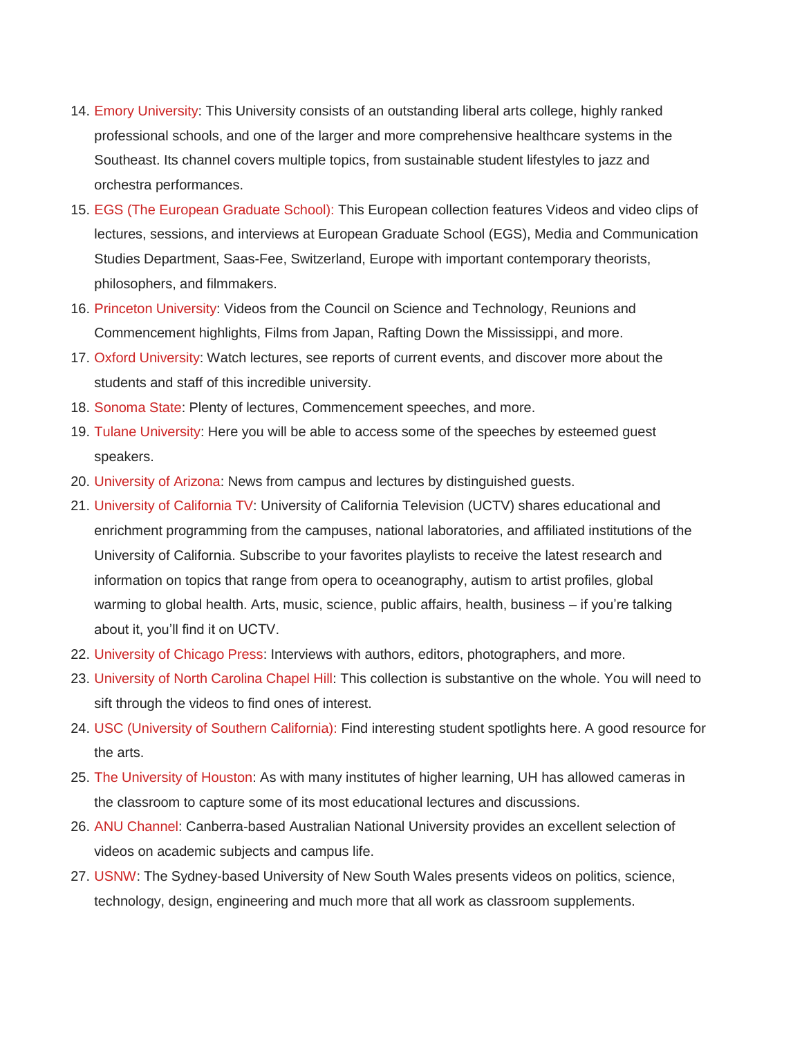14. Emory University: This University consists of an outstanding liberal arts college, highly ranked professional schools, and one of the larger and more comprehensive healthcare systems in the Southeast. Its channel covers multiple topics, from sustainable student lifestyles to jazz and orchestra performances.
15. EGS (The European Graduate School): This European collection features Videos and video clips of lectures, sessions, and interviews at European Graduate School (EGS), Media and Communication Studies Department, Saas-Fee, Switzerland, Europe with important contemporary theorists, philosophers, and filmmakers.
16. Princeton University: Videos from the Council on Science and Technology, Reunions and Commencement highlights, Films from Japan, Rafting Down the Mississippi, and more.
17. Oxford University: Watch lectures, see reports of current events, and discover more about the students and staff of this incredible university.
18. Sonoma State: Plenty of lectures, Commencement speeches, and more.
19. Tulane University: Here you will be able to access some of the speeches by esteemed guest speakers.
20. University of Arizona: News from campus and lectures by distinguished guests.
21. University of California TV: University of California Television (UCTV) shares educational and enrichment programming from the campuses, national laboratories, and affiliated institutions of the University of California. Subscribe to your favorites playlists to receive the latest research and information on topics that range from opera to oceanography, autism to artist profiles, global warming to global health. Arts, music, science, public affairs, health, business – if you're talking about it, you'll find it on UCTV.
22. University of Chicago Press: Interviews with authors, editors, photographers, and more.
23. University of North Carolina Chapel Hill: This collection is substantive on the whole. You will need to sift through the videos to find ones of interest.
24. USC (University of Southern California): Find interesting student spotlights here. A good resource for the arts.
25. The University of Houston: As with many institutes of higher learning, UH has allowed cameras in the classroom to capture some of its most educational lectures and discussions.
26. ANU Channel: Canberra-based Australian National University provides an excellent selection of videos on academic subjects and campus life.
27. USNW: The Sydney-based University of New South Wales presents videos on politics, science, technology, design, engineering and much more that all work as classroom supplements.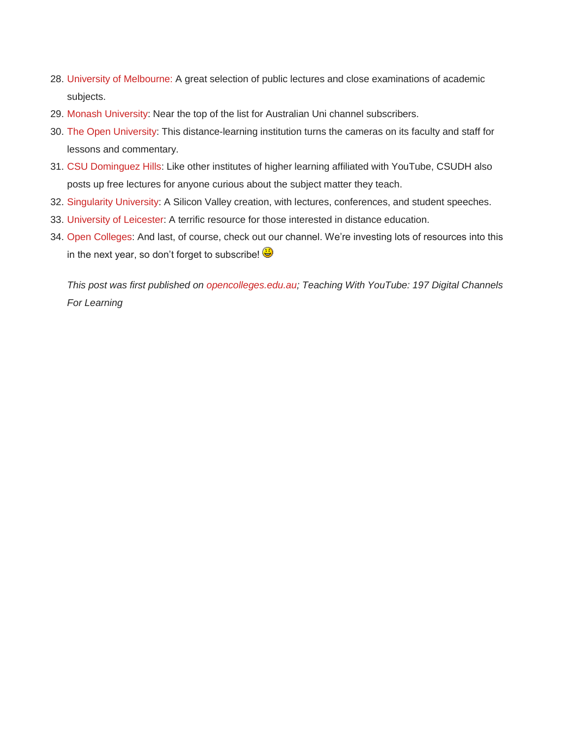28. University of Melbourne: A great selection of public lectures and close examinations of academic subjects.
29. Monash University: Near the top of the list for Australian Uni channel subscribers.
30. The Open University: This distance-learning institution turns the cameras on its faculty and staff for lessons and commentary.
31. CSU Dominguez Hills: Like other institutes of higher learning affiliated with YouTube, CSUDH also posts up free lectures for anyone curious about the subject matter they teach.
32. Singularity University: A Silicon Valley creation, with lectures, conferences, and student speeches.
33. University of Leicester: A terrific resource for those interested in distance education.
34. Open Colleges: And last, of course, check out our channel. We're investing lots of resources into this in the next year, so don't forget to subscribe! 😃

*This post was first published on opencolleges.edu.au; Teaching With YouTube: 197 Digital Channels For Learning*